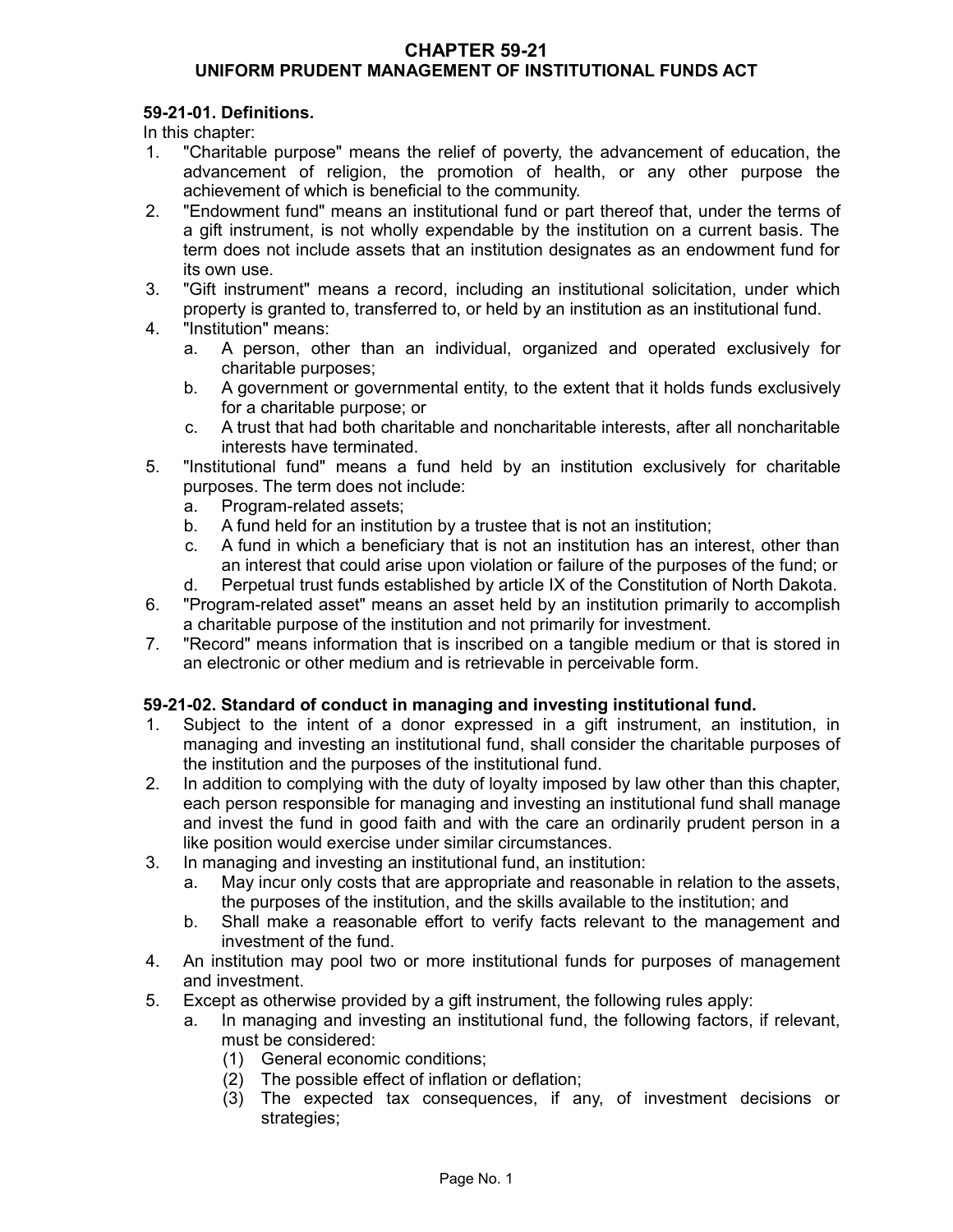# CHAPTER 59-21
## UNIFORM PRUDENT MANAGEMENT OF INSTITUTIONAL FUNDS ACT

**59-21-01. Definitions.**

In this chapter:

1. "Charitable purpose" means the relief of poverty, the advancement of education, the advancement of religion, the promotion of health, or any other purpose the achievement of which is beneficial to the community.
2. "Endowment fund" means an institutional fund or part thereof that, under the terms of a gift instrument, is not wholly expendable by the institution on a current basis. The term does not include assets that an institution designates as an endowment fund for its own use.
3. "Gift instrument" means a record, including an institutional solicitation, under which property is granted to, transferred to, or held by an institution as an institutional fund.
4. "Institution" means:
   a. A person, other than an individual, organized and operated exclusively for charitable purposes;
   b. A government or governmental entity, to the extent that it holds funds exclusively for a charitable purpose; or
   c. A trust that had both charitable and noncharitable interests, after all noncharitable interests have terminated.
5. "Institutional fund" means a fund held by an institution exclusively for charitable purposes. The term does not include:
   a. Program-related assets;
   b. A fund held for an institution by a trustee that is not an institution;
   c. A fund in which a beneficiary that is not an institution has an interest, other than an interest that could arise upon violation or failure of the purposes of the fund; or
   d. Perpetual trust funds established by article IX of the Constitution of North Dakota.
6. "Program-related asset" means an asset held by an institution primarily to accomplish a charitable purpose of the institution and not primarily for investment.
7. "Record" means information that is inscribed on a tangible medium or that is stored in an electronic or other medium and is retrievable in perceivable form.

**59-21-02. Standard of conduct in managing and investing institutional fund.**

1. Subject to the intent of a donor expressed in a gift instrument, an institution, in managing and investing an institutional fund, shall consider the charitable purposes of the institution and the purposes of the institutional fund.
2. In addition to complying with the duty of loyalty imposed by law other than this chapter, each person responsible for managing and investing an institutional fund shall manage and invest the fund in good faith and with the care an ordinarily prudent person in a like position would exercise under similar circumstances.
3. In managing and investing an institutional fund, an institution:
   a. May incur only costs that are appropriate and reasonable in relation to the assets, the purposes of the institution, and the skills available to the institution; and
   b. Shall make a reasonable effort to verify facts relevant to the management and investment of the fund.
4. An institution may pool two or more institutional funds for purposes of management and investment.
5. Except as otherwise provided by a gift instrument, the following rules apply:
   a. In managing and investing an institutional fund, the following factors, if relevant, must be considered:
      (1) General economic conditions;
      (2) The possible effect of inflation or deflation;
      (3) The expected tax consequences, if any, of investment decisions or strategies;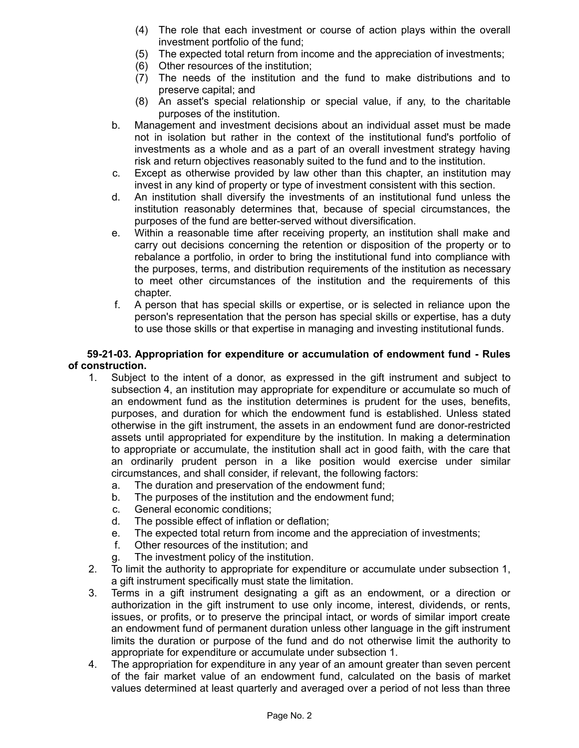(4) The role that each investment or course of action plays within the overall investment portfolio of the fund;
(5) The expected total return from income and the appreciation of investments;
(6) Other resources of the institution;
(7) The needs of the institution and the fund to make distributions and to preserve capital; and
(8) An asset's special relationship or special value, if any, to the charitable purposes of the institution.

b. Management and investment decisions about an individual asset must be made not in isolation but rather in the context of the institutional fund's portfolio of investments as a whole and as a part of an overall investment strategy having risk and return objectives reasonably suited to the fund and to the institution.

c. Except as otherwise provided by law other than this chapter, an institution may invest in any kind of property or type of investment consistent with this section.

d. An institution shall diversify the investments of an institutional fund unless the institution reasonably determines that, because of special circumstances, the purposes of the fund are better-served without diversification.

e. Within a reasonable time after receiving property, an institution shall make and carry out decisions concerning the retention or disposition of the property or to rebalance a portfolio, in order to bring the institutional fund into compliance with the purposes, terms, and distribution requirements of the institution as necessary to meet other circumstances of the institution and the requirements of this chapter.

f. A person that has special skills or expertise, or is selected in reliance upon the person's representation that the person has special skills or expertise, has a duty to use those skills or that expertise in managing and investing institutional funds.

**59-21-03. Appropriation for expenditure or accumulation of endowment fund - Rules of construction.**

1. Subject to the intent of a donor, as expressed in the gift instrument and subject to subsection 4, an institution may appropriate for expenditure or accumulate so much of an endowment fund as the institution determines is prudent for the uses, benefits, purposes, and duration for which the endowment fund is established. Unless stated otherwise in the gift instrument, the assets in an endowment fund are donor-restricted assets until appropriated for expenditure by the institution. In making a determination to appropriate or accumulate, the institution shall act in good faith, with the care that an ordinarily prudent person in a like position would exercise under similar circumstances, and shall consider, if relevant, the following factors:
   a. The duration and preservation of the endowment fund;
   b. The purposes of the institution and the endowment fund;
   c. General economic conditions;
   d. The possible effect of inflation or deflation;
   e. The expected total return from income and the appreciation of investments;
   f. Other resources of the institution; and
   g. The investment policy of the institution.
2. To limit the authority to appropriate for expenditure or accumulate under subsection 1, a gift instrument specifically must state the limitation.
3. Terms in a gift instrument designating a gift as an endowment, or a direction or authorization in the gift instrument to use only income, interest, dividends, or rents, issues, or profits, or to preserve the principal intact, or words of similar import create an endowment fund of permanent duration unless other language in the gift instrument limits the duration or purpose of the fund and do not otherwise limit the authority to appropriate for expenditure or accumulate under subsection 1.
4. The appropriation for expenditure in any year of an amount greater than seven percent of the fair market value of an endowment fund, calculated on the basis of market values determined at least quarterly and averaged over a period of not less than three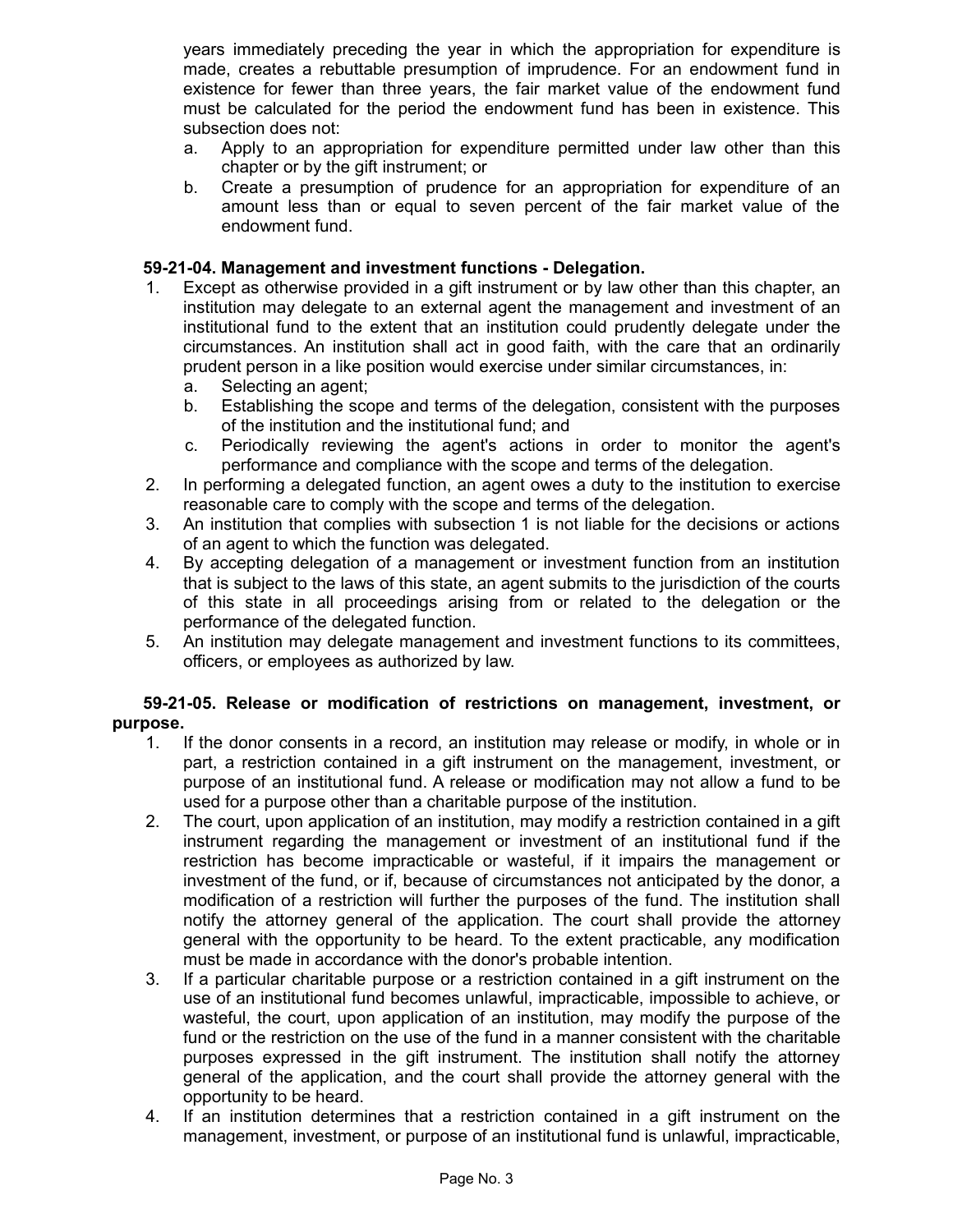years immediately preceding the year in which the appropriation for expenditure is made, creates a rebuttable presumption of imprudence. For an endowment fund in existence for fewer than three years, the fair market value of the endowment fund must be calculated for the period the endowment fund has been in existence. This subsection does not:

a. Apply to an appropriation for expenditure permitted under law other than this chapter or by the gift instrument; or
b. Create a presumption of prudence for an appropriation for expenditure of an amount less than or equal to seven percent of the fair market value of the endowment fund.

**59-21-04. Management and investment functions - Delegation.**

1. Except as otherwise provided in a gift instrument or by law other than this chapter, an institution may delegate to an external agent the management and investment of an institutional fund to the extent that an institution could prudently delegate under the circumstances. An institution shall act in good faith, with the care that an ordinarily prudent person in a like position would exercise under similar circumstances, in:
   a. Selecting an agent;
   b. Establishing the scope and terms of the delegation, consistent with the purposes of the institution and the institutional fund; and
   c. Periodically reviewing the agent's actions in order to monitor the agent's performance and compliance with the scope and terms of the delegation.
2. In performing a delegated function, an agent owes a duty to the institution to exercise reasonable care to comply with the scope and terms of the delegation.
3. An institution that complies with subsection 1 is not liable for the decisions or actions of an agent to which the function was delegated.
4. By accepting delegation of a management or investment function from an institution that is subject to the laws of this state, an agent submits to the jurisdiction of the courts of this state in all proceedings arising from or related to the delegation or the performance of the delegated function.
5. An institution may delegate management and investment functions to its committees, officers, or employees as authorized by law.

**59-21-05. Release or modification of restrictions on management, investment, or purpose.**

1. If the donor consents in a record, an institution may release or modify, in whole or in part, a restriction contained in a gift instrument on the management, investment, or purpose of an institutional fund. A release or modification may not allow a fund to be used for a purpose other than a charitable purpose of the institution.
2. The court, upon application of an institution, may modify a restriction contained in a gift instrument regarding the management or investment of an institutional fund if the restriction has become impracticable or wasteful, if it impairs the management or investment of the fund, or if, because of circumstances not anticipated by the donor, a modification of a restriction will further the purposes of the fund. The institution shall notify the attorney general of the application. The court shall provide the attorney general with the opportunity to be heard. To the extent practicable, any modification must be made in accordance with the donor's probable intention.
3. If a particular charitable purpose or a restriction contained in a gift instrument on the use of an institutional fund becomes unlawful, impracticable, impossible to achieve, or wasteful, the court, upon application of an institution, may modify the purpose of the fund or the restriction on the use of the fund in a manner consistent with the charitable purposes expressed in the gift instrument. The institution shall notify the attorney general of the application, and the court shall provide the attorney general with the opportunity to be heard.
4. If an institution determines that a restriction contained in a gift instrument on the management, investment, or purpose of an institutional fund is unlawful, impracticable,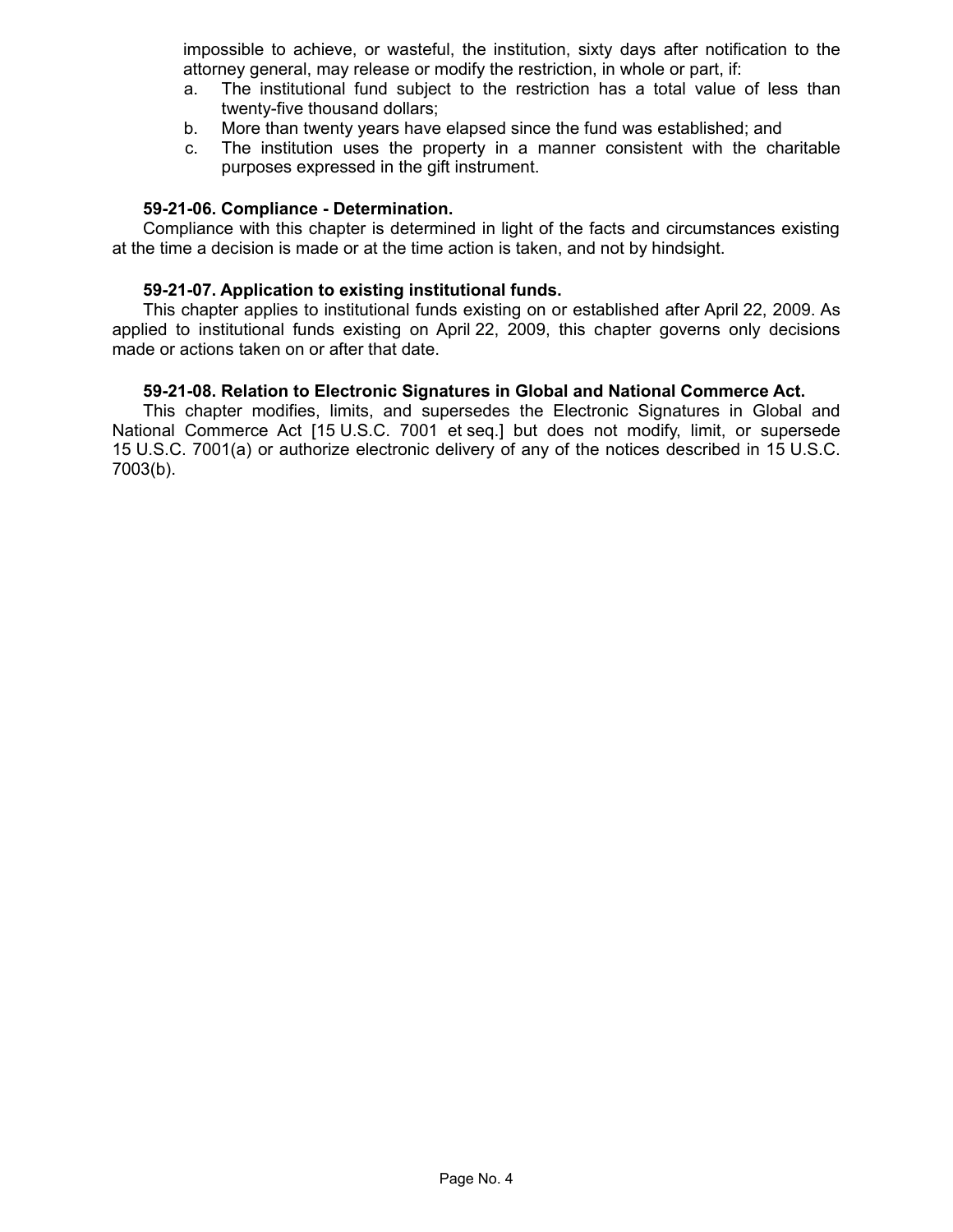impossible to achieve, or wasteful, the institution, sixty days after notification to the attorney general, may release or modify the restriction, in whole or part, if:

a. The institutional fund subject to the restriction has a total value of less than twenty-five thousand dollars;
b. More than twenty years have elapsed since the fund was established; and
c. The institution uses the property in a manner consistent with the charitable purposes expressed in the gift instrument.

**59-21-06. Compliance - Determination.**

Compliance with this chapter is determined in light of the facts and circumstances existing at the time a decision is made or at the time action is taken, and not by hindsight.

**59-21-07. Application to existing institutional funds.**

This chapter applies to institutional funds existing on or established after April 22, 2009. As applied to institutional funds existing on April 22, 2009, this chapter governs only decisions made or actions taken on or after that date.

**59-21-08. Relation to Electronic Signatures in Global and National Commerce Act.**

This chapter modifies, limits, and supersedes the Electronic Signatures in Global and National Commerce Act [15 U.S.C. 7001 et seq.] but does not modify, limit, or supersede 15 U.S.C. 7001(a) or authorize electronic delivery of any of the notices described in 15 U.S.C. 7003(b).